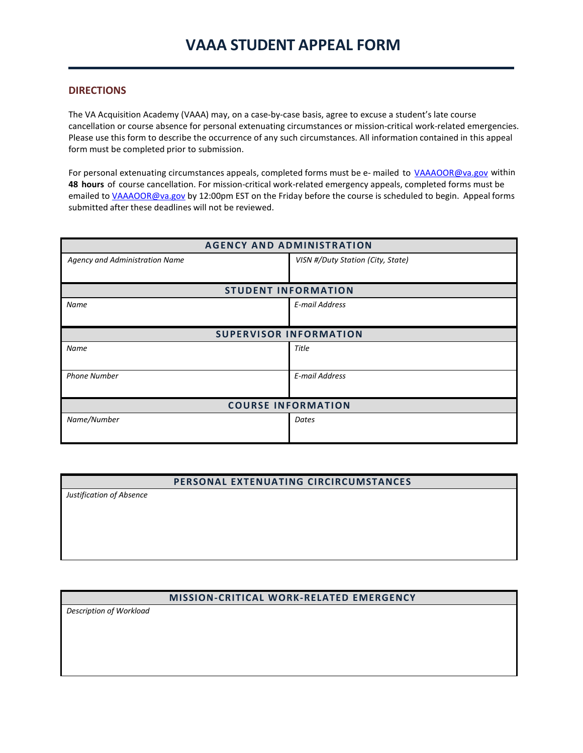# VAAA STUDENT APPEAL FORM

## DIRECTIONS

The VA Acquisition Academy (VAAA) may, on a case-by-case basis, agree to excuse a student's late course cancellation or course absence for personal extenuating circumstances or mission-critical work-related emergencies. Please use this form to describe the occurrence of any such circumstances. All information contained in this appeal form must be completed prior to submission.

For personal extenuating circumstances appeals, completed forms must be e- mailed to VAAAOOR@va.gov within **48 hours** of course cancellation. For mission-critical work-related emergency appeals, completed forms must be emailed to VAAAOOR@va.gov by 12:00pm EST on the Friday before the course is scheduled to begin. Appeal forms submitted after these deadlines will not be reviewed.

| AGENCY AND ADMINISTRATION | |
|---|---|
| *Agency and Administration Name* | *VISN #/Duty Station (City, State)* |
| **STUDENT INFORMATION** | |
| *Name* | *E-mail Address* |
| **SUPERVISOR INFORMATION** | |
| *Name* | *Title* |
| *Phone Number* | *E-mail Address* |
| **COURSE INFORMATION** | |
| *Name/Number* | *Dates* |

| PERSONAL EXTENUATING CIRCIRCUMSTANCES |
|---|
| *Justification of Absence* |

| MISSION-CRITICAL WORK-RELATED EMERGENCY |
|---|
| *Description of Workload* |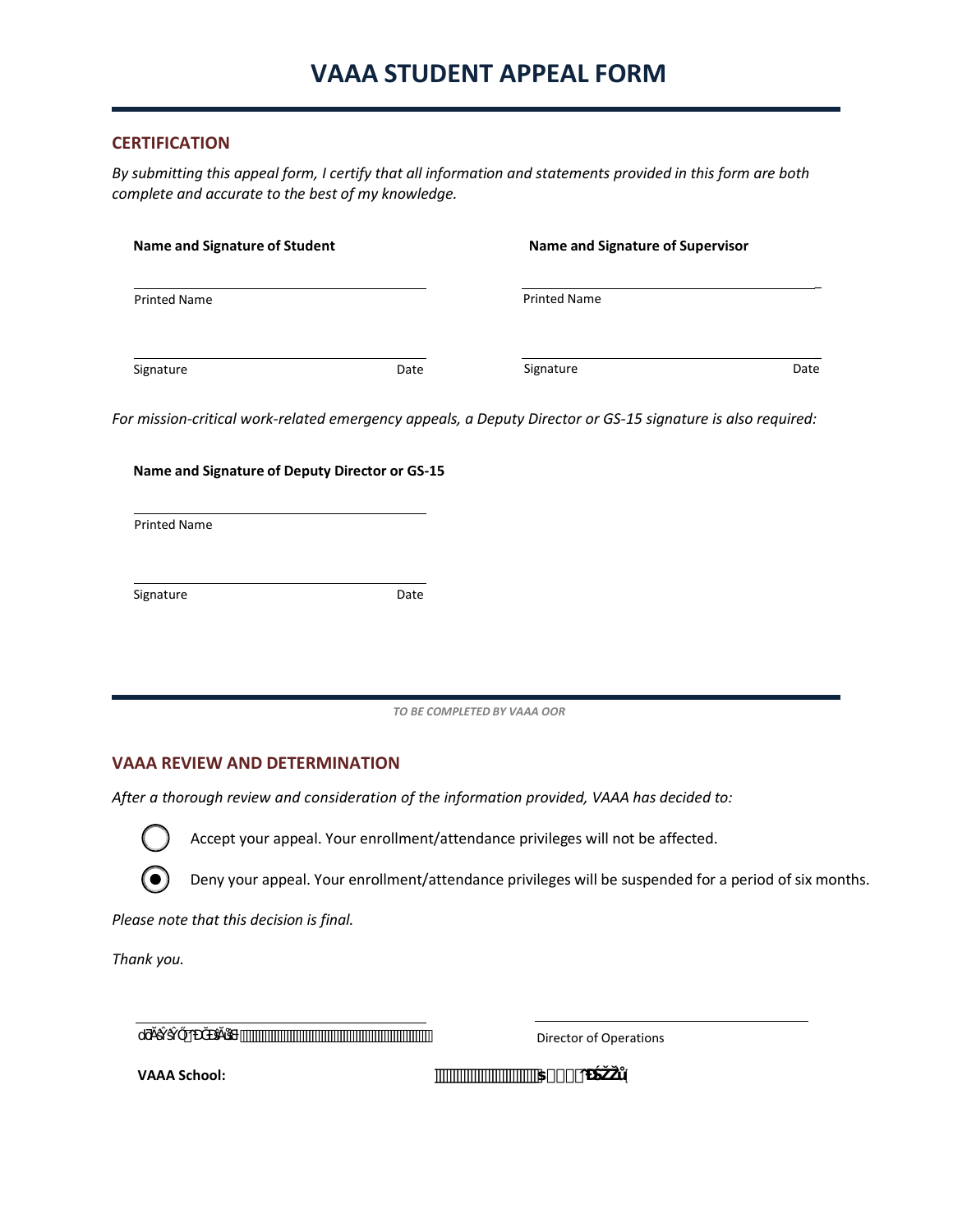# VAAA STUDENT APPEAL FORM

## CERTIFICATION

*By submitting this appeal form, I certify that all information and statements provided in this form are both complete and accurate to the best of my knowledge.*

**Name and Signature of Student**

Printed Name

Signature Date

**Name and Signature of Supervisor**

Printed Name

Signature Date

*For mission-critical work-related emergency appeals, a Deputy Director or GS-15 signature is also required:*

**Name and Signature of Deputy Director or GS-15**

Printed Name

Signature Date

*TO BE COMPLETED BY VAAA OOR*

## VAAA REVIEW AND DETERMINATION

*After a thorough review and consideration of the information provided, VAAA has decided to:*

- ○ Accept your appeal. Your enrollment/attendance privileges will not be affected.
- ◉ Deny your appeal. Your enrollment/attendance privileges will be suspended for a period of six months.

*Please note that this decision is final.*

*Thank you.*

Director of Operations

**VAAA School:**